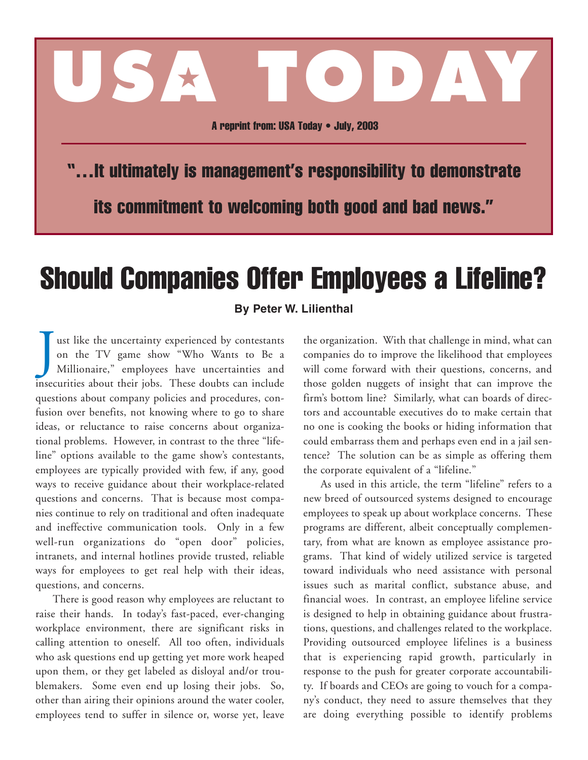# USA TODAY

**A reprint from: USA Today • July, 2003**

**"...It ultimately is management's responsibility to demonstrate its commitment to welcoming both good and bad news."**

# Should Companies Offer Employees a Lifeline?

**By Peter W. Lilienthal**

Just like the uncertainty experienced by contestants on the TV game show "Who Wants to Be a Millionaire," employees have uncertainties and insecurities about their jobs. These doubts can include questions about company policies and procedures, confusion over benefits, not knowing where to go to share ideas, or reluctance to raise concerns about organizational problems. However, in contrast to the three "lifeline" options available to the game show's contestants, employees are typically provided with few, if any, good ways to receive guidance about their workplace-related questions and concerns. That is because most companies continue to rely on traditional and often inadequate and ineffective communication tools. Only in a few well-run organizations do "open door" policies, intranets, and internal hotlines provide trusted, reliable ways for employees to get real help with their ideas, questions, and concerns.

There is good reason why employees are reluctant to raise their hands. In today's fast-paced, ever-changing workplace environment, there are significant risks in calling attention to oneself. All too often, individuals who ask questions end up getting yet more work heaped upon them, or they get labeled as disloyal and/or troublemakers. Some even end up losing their jobs. So, other than airing their opinions around the water cooler, employees tend to suffer in silence or, worse yet, leave the organization. With that challenge in mind, what can companies do to improve the likelihood that employees will come forward with their questions, concerns, and those golden nuggets of insight that can improve the firm's bottom line? Similarly, what can boards of directors and accountable executives do to make certain that no one is cooking the books or hiding information that could embarrass them and perhaps even end in a jail sentence? The solution can be as simple as offering them the corporate equivalent of a "lifeline."

As used in this article, the term "lifeline" refers to a new breed of outsourced systems designed to encourage employees to speak up about workplace concerns. These programs are different, albeit conceptually complementary, from what are known as employee assistance programs. That kind of widely utilized service is targeted toward individuals who need assistance with personal issues such as marital conflict, substance abuse, and financial woes. In contrast, an employee lifeline service is designed to help in obtaining guidance about frustrations, questions, and challenges related to the workplace. Providing outsourced employee lifelines is a business that is experiencing rapid growth, particularly in response to the push for greater corporate accountability. If boards and CEOs are going to vouch for a company's conduct, they need to assure themselves that they are doing everything possible to identify problems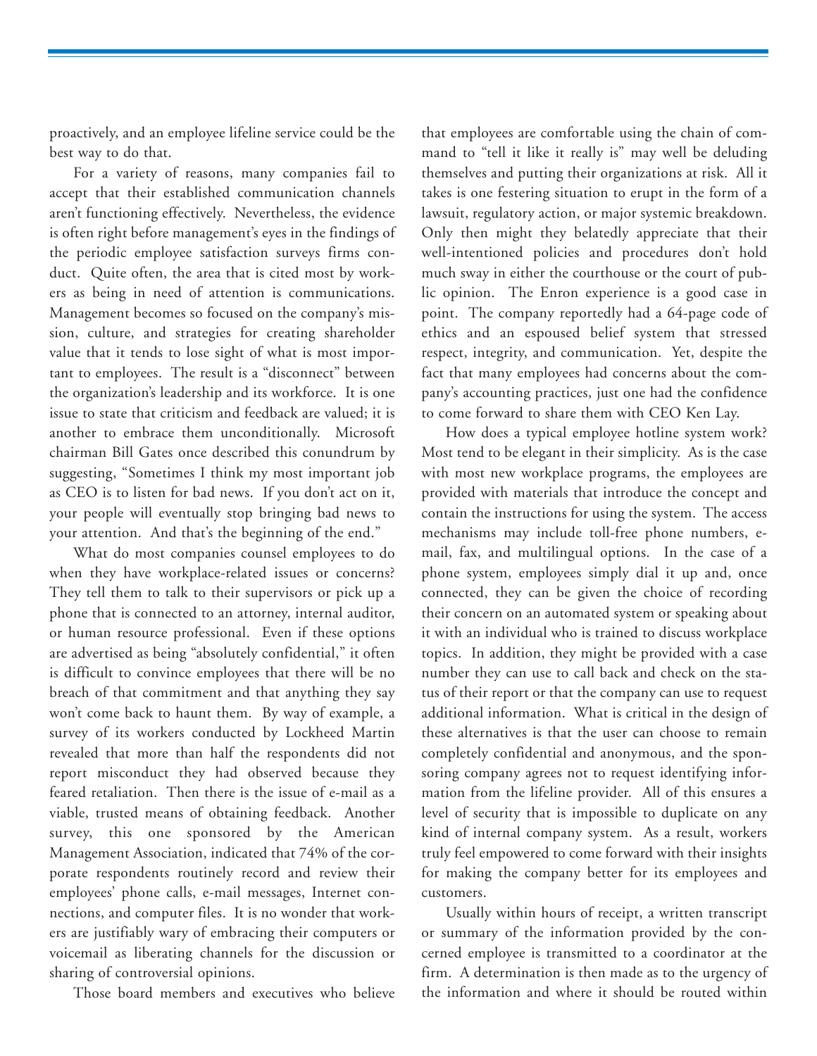proactively, and an employee lifeline service could be the best way to do that.

For a variety of reasons, many companies fail to accept that their established communication channels aren't functioning effectively. Nevertheless, the evidence is often right before management's eyes in the findings of the periodic employee satisfaction surveys firms conduct. Quite often, the area that is cited most by workers as being in need of attention is communications. Management becomes so focused on the company's mission, culture, and strategies for creating shareholder value that it tends to lose sight of what is most important to employees. The result is a "disconnect" between the organization's leadership and its workforce. It is one issue to state that criticism and feedback are valued; it is another to embrace them unconditionally. Microsoft chairman Bill Gates once described this conundrum by suggesting, "Sometimes I think my most important job as CEO is to listen for bad news. If you don't act on it, your people will eventually stop bringing bad news to your attention. And that's the beginning of the end."

What do most companies counsel employees to do when they have workplace-related issues or concerns? They tell them to talk to their supervisors or pick up a phone that is connected to an attorney, internal auditor, or human resource professional. Even if these options are advertised as being "absolutely confidential," it often is difficult to convince employees that there will be no breach of that commitment and that anything they say won't come back to haunt them. By way of example, a survey of its workers conducted by Lockheed Martin revealed that more than half the respondents did not report misconduct they had observed because they feared retaliation. Then there is the issue of e-mail as a viable, trusted means of obtaining feedback. Another survey, this one sponsored by the American Management Association, indicated that 74% of the corporate respondents routinely record and review their employees' phone calls, e-mail messages, Internet connections, and computer files. It is no wonder that workers are justifiably wary of embracing their computers or voicemail as liberating channels for the discussion or sharing of controversial opinions.

Those board members and executives who believe that employees are comfortable using the chain of command to "tell it like it really is" may well be deluding themselves and putting their organizations at risk. All it takes is one festering situation to erupt in the form of a lawsuit, regulatory action, or major systemic breakdown. Only then might they belatedly appreciate that their well-intentioned policies and procedures don't hold much sway in either the courthouse or the court of public opinion. The Enron experience is a good case in point. The company reportedly had a 64-page code of ethics and an espoused belief system that stressed respect, integrity, and communication. Yet, despite the fact that many employees had concerns about the company's accounting practices, just one had the confidence to come forward to share them with CEO Ken Lay.

How does a typical employee hotline system work? Most tend to be elegant in their simplicity. As is the case with most new workplace programs, the employees are provided with materials that introduce the concept and contain the instructions for using the system. The access mechanisms may include toll-free phone numbers, e-mail, fax, and multilingual options. In the case of a phone system, employees simply dial it up and, once connected, they can be given the choice of recording their concern on an automated system or speaking about it with an individual who is trained to discuss workplace topics. In addition, they might be provided with a case number they can use to call back and check on the status of their report or that the company can use to request additional information. What is critical in the design of these alternatives is that the user can choose to remain completely confidential and anonymous, and the sponsoring company agrees not to request identifying information from the lifeline provider. All of this ensures a level of security that is impossible to duplicate on any kind of internal company system. As a result, workers truly feel empowered to come forward with their insights for making the company better for its employees and customers.

Usually within hours of receipt, a written transcript or summary of the information provided by the concerned employee is transmitted to a coordinator at the firm. A determination is then made as to the urgency of the information and where it should be routed within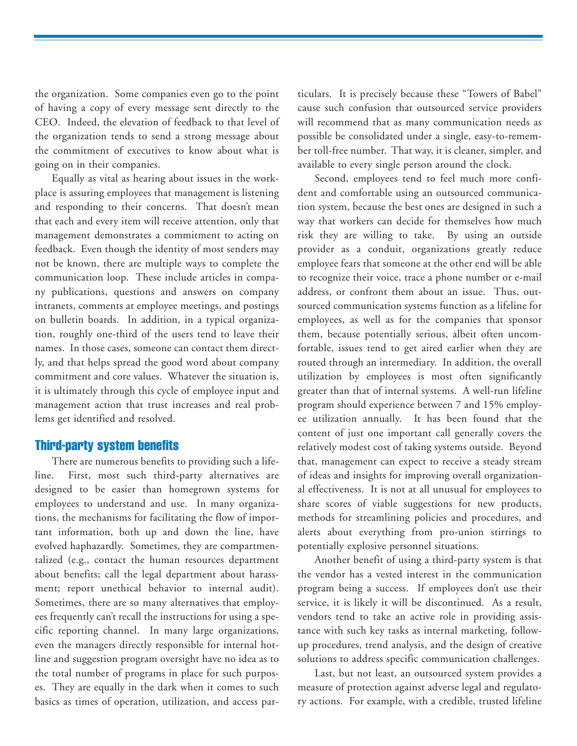the organization. Some companies even go to the point of having a copy of every message sent directly to the CEO. Indeed, the elevation of feedback to that level of the organization tends to send a strong message about the commitment of executives to know about what is going on in their companies.

Equally as vital as hearing about issues in the workplace is assuring employees that management is listening and responding to their concerns. That doesn't mean that each and every item will receive attention, only that management demonstrates a commitment to acting on feedback. Even though the identity of most senders may not be known, there are multiple ways to complete the communication loop. These include articles in company publications, questions and answers on company intranets, comments at employee meetings, and postings on bulletin boards. In addition, in a typical organization, roughly one-third of the users tend to leave their names. In those cases, someone can contact them directly, and that helps spread the good word about company commitment and core values. Whatever the situation is, it is ultimately through this cycle of employee input and management action that trust increases and real problems get identified and resolved.

## Third-party system benefits

There are numerous benefits to providing such a lifeline. First, most such third-party alternatives are designed to be easier than homegrown systems for employees to understand and use. In many organizations, the mechanisms for facilitating the flow of important information, both up and down the line, have evolved haphazardly. Sometimes, they are compartmentalized (e.g., contact the human resources department about benefits; call the legal department about harassment; report unethical behavior to internal audit). Sometimes, there are so many alternatives that employees frequently can't recall the instructions for using a specific reporting channel. In many large organizations, even the managers directly responsible for internal hotline and suggestion program oversight have no idea as to the total number of programs in place for such purposes. They are equally in the dark when it comes to such basics as times of operation, utilization, and access particulars. It is precisely because these "Towers of Babel" cause such confusion that outsourced service providers will recommend that as many communication needs as possible be consolidated under a single, easy-to-remember toll-free number. That way, it is cleaner, simpler, and available to every single person around the clock.

Second, employees tend to feel much more confident and comfortable using an outsourced communication system, because the best ones are designed in such a way that workers can decide for themselves how much risk they are willing to take. By using an outside provider as a conduit, organizations greatly reduce employee fears that someone at the other end will be able to recognize their voice, trace a phone number or e-mail address, or confront them about an issue. Thus, outsourced communication systems function as a lifeline for employees, as well as for the companies that sponsor them, because potentially serious, albeit often uncomfortable, issues tend to get aired earlier when they are routed through an intermediary. In addition, the overall utilization by employees is most often significantly greater than that of internal systems. A well-run lifeline program should experience between 7 and 15% employee utilization annually. It has been found that the content of just one important call generally covers the relatively modest cost of taking systems outside. Beyond that, management can expect to receive a steady stream of ideas and insights for improving overall organizational effectiveness. It is not at all unusual for employees to share scores of viable suggestions for new products, methods for streamlining policies and procedures, and alerts about everything from pro-union stirrings to potentially explosive personnel situations.

Another benefit of using a third-party system is that the vendor has a vested interest in the communication program being a success. If employees don't use their service, it is likely it will be discontinued. As a result, vendors tend to take an active role in providing assistance with such key tasks as internal marketing, follow-up procedures, trend analysis, and the design of creative solutions to address specific communication challenges.

Last, but not least, an outsourced system provides a measure of protection against adverse legal and regulatory actions. For example, with a credible, trusted lifeline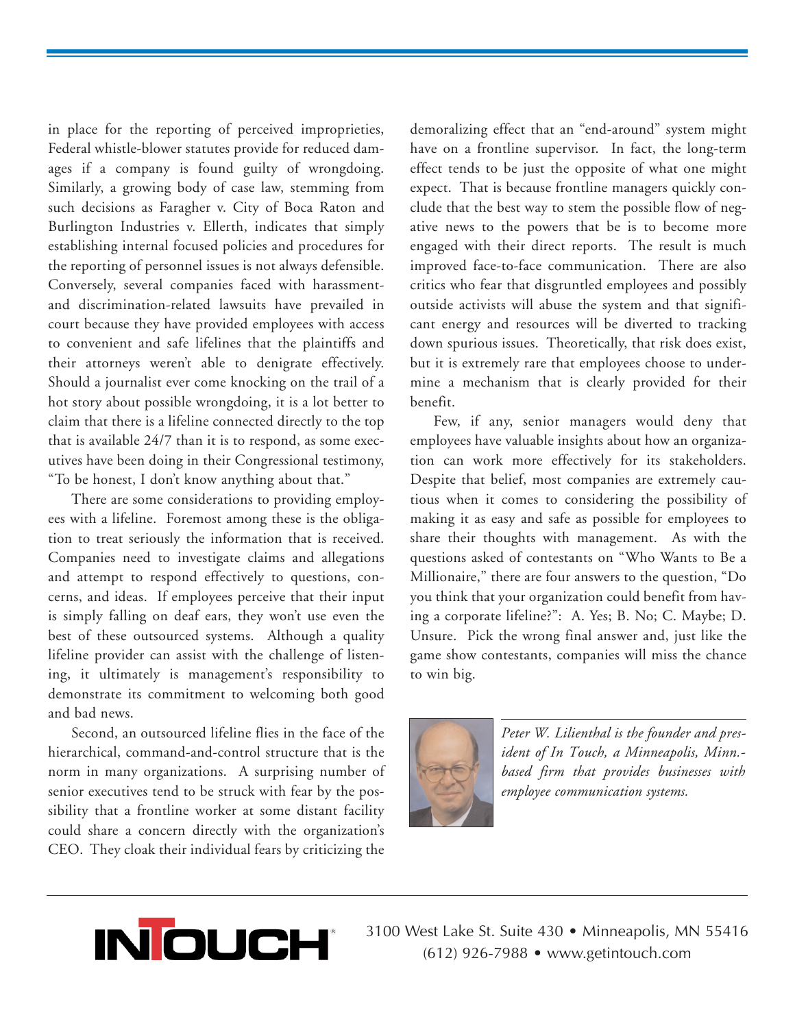in place for the reporting of perceived improprieties, Federal whistle-blower statutes provide for reduced damages if a company is found guilty of wrongdoing. Similarly, a growing body of case law, stemming from such decisions as Faragher v. City of Boca Raton and Burlington Industries v. Ellerth, indicates that simply establishing internal focused policies and procedures for the reporting of personnel issues is not always defensible. Conversely, several companies faced with harassment- and discrimination-related lawsuits have prevailed in court because they have provided employees with access to convenient and safe lifelines that the plaintiffs and their attorneys weren't able to denigrate effectively. Should a journalist ever come knocking on the trail of a hot story about possible wrongdoing, it is a lot better to claim that there is a lifeline connected directly to the top that is available 24/7 than it is to respond, as some executives have been doing in their Congressional testimony, "To be honest, I don't know anything about that."

There are some considerations to providing employees with a lifeline. Foremost among these is the obligation to treat seriously the information that is received. Companies need to investigate claims and allegations and attempt to respond effectively to questions, concerns, and ideas. If employees perceive that their input is simply falling on deaf ears, they won't use even the best of these outsourced systems. Although a quality lifeline provider can assist with the challenge of listening, it ultimately is management's responsibility to demonstrate its commitment to welcoming both good and bad news.

Second, an outsourced lifeline flies in the face of the hierarchical, command-and-control structure that is the norm in many organizations. A surprising number of senior executives tend to be struck with fear by the possibility that a frontline worker at some distant facility could share a concern directly with the organization's CEO. They cloak their individual fears by criticizing the demoralizing effect that an "end-around" system might have on a frontline supervisor. In fact, the long-term effect tends to be just the opposite of what one might expect. That is because frontline managers quickly conclude that the best way to stem the possible flow of negative news to the powers that be is to become more engaged with their direct reports. The result is much improved face-to-face communication. There are also critics who fear that disgruntled employees and possibly outside activists will abuse the system and that significant energy and resources will be diverted to tracking down spurious issues. Theoretically, that risk does exist, but it is extremely rare that employees choose to undermine a mechanism that is clearly provided for their benefit.

Few, if any, senior managers would deny that employees have valuable insights about how an organization can work more effectively for its stakeholders. Despite that belief, most companies are extremely cautious when it comes to considering the possibility of making it as easy and safe as possible for employees to share their thoughts with management. As with the questions asked of contestants on "Who Wants to Be a Millionaire," there are four answers to the question, "Do you think that your organization could benefit from having a corporate lifeline?": A. Yes; B. No; C. Maybe; D. Unsure. Pick the wrong final answer and, just like the game show contestants, companies will miss the chance to win big.

*Peter W. Lilienthal is the founder and president of In Touch, a Minneapolis, Minn.-based firm that provides businesses with employee communication systems.*

INTOUCH®

3100 West Lake St. Suite 430 • Minneapolis, MN 55416
(612) 926-7988 • www.getintouch.com